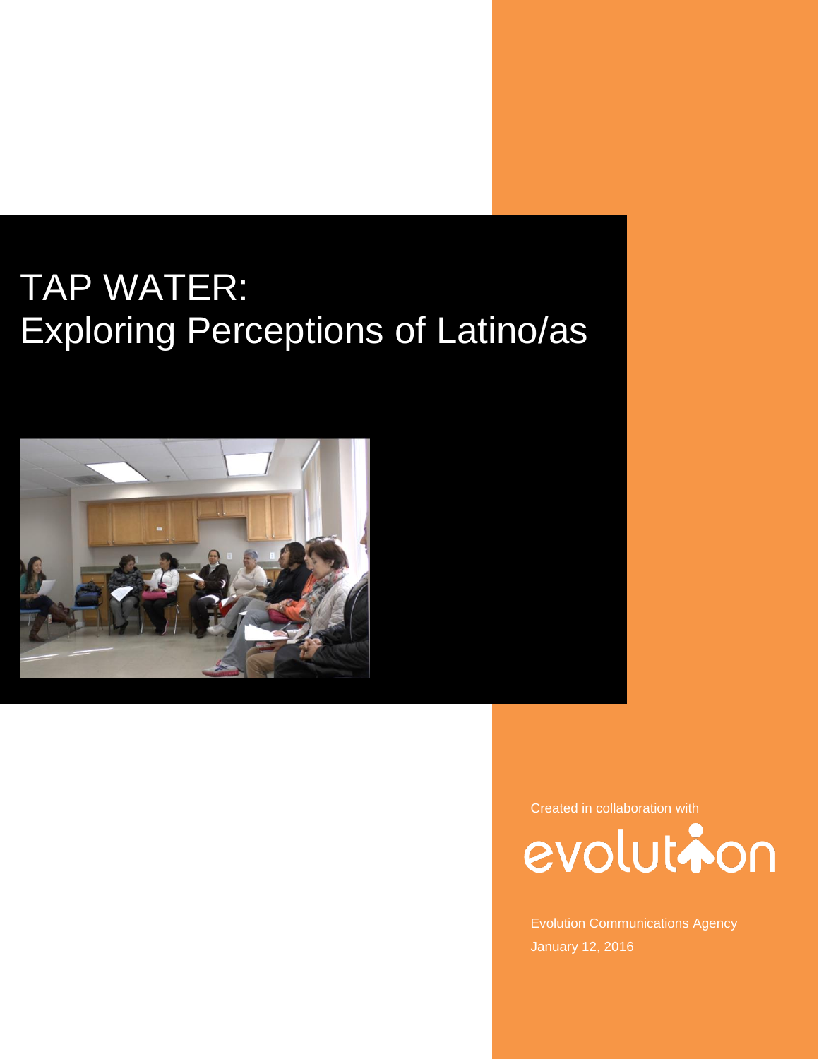# TAP WATER:
# Exploring Perceptions of Latino/as

Created in collaboration with

evolution

Evolution Communications Agency

January 12, 2016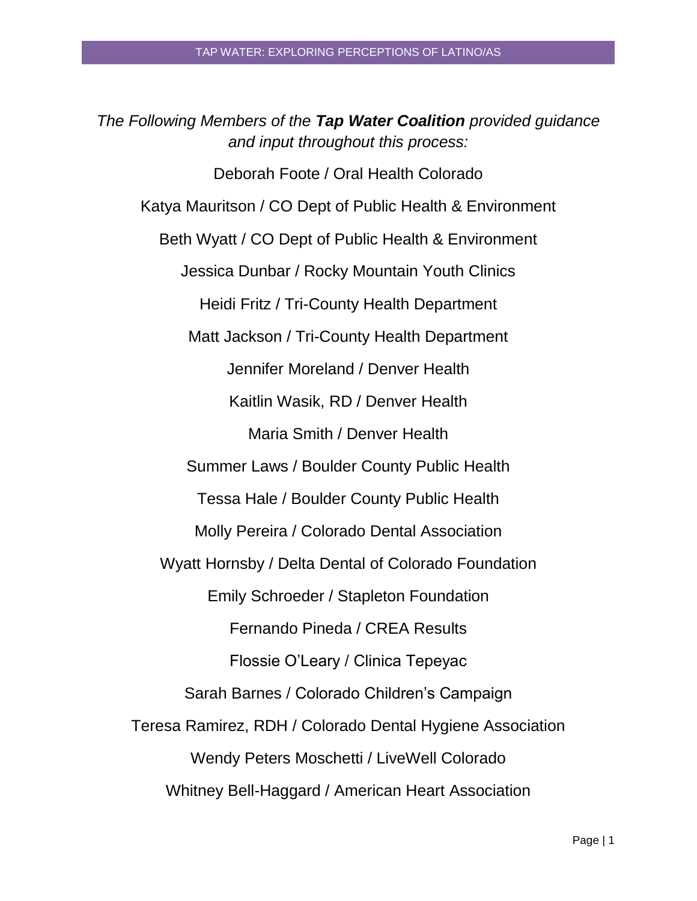*The Following Members of the **Tap Water Coalition** provided guidance and input throughout this process:*

Deborah Foote / Oral Health Colorado

Katya Mauritson / CO Dept of Public Health & Environment

Beth Wyatt / CO Dept of Public Health & Environment

Jessica Dunbar / Rocky Mountain Youth Clinics

Heidi Fritz / Tri-County Health Department

Matt Jackson / Tri-County Health Department

Jennifer Moreland / Denver Health

Kaitlin Wasik, RD / Denver Health

Maria Smith / Denver Health

Summer Laws / Boulder County Public Health

Tessa Hale / Boulder County Public Health

Molly Pereira / Colorado Dental Association

Wyatt Hornsby / Delta Dental of Colorado Foundation

Emily Schroeder / Stapleton Foundation

Fernando Pineda / CREA Results

Flossie O'Leary / Clinica Tepeyac

Sarah Barnes / Colorado Children's Campaign

Teresa Ramirez, RDH / Colorado Dental Hygiene Association

Wendy Peters Moschetti / LiveWell Colorado

Whitney Bell-Haggard / American Heart Association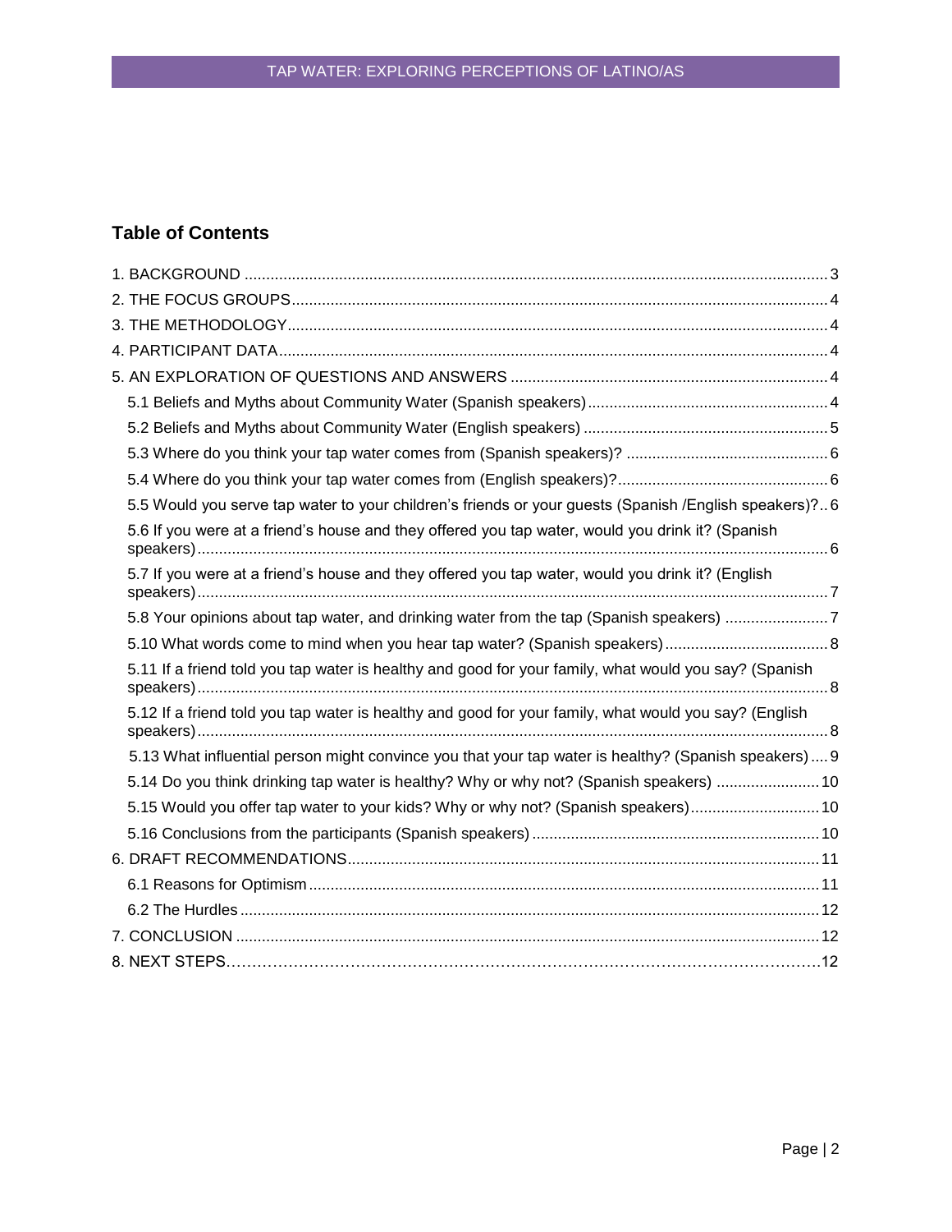## Table of Contents

1. BACKGROUND ..................................................................................................................................... 3
2. THE FOCUS GROUPS.......................................................................................................................... 4
3. THE METHODOLOGY........................................................................................................................... 4
4. PARTICIPANT DATA............................................................................................................................. 4
5. AN EXPLORATION OF QUESTIONS AND ANSWERS ........................................................................ 4
   - 5.1 Beliefs and Myths about Community Water (Spanish speakers)....................................................... 4
   - 5.2 Beliefs and Myths about Community Water (English speakers) ........................................................ 5
   - 5.3 Where do you think your tap water comes from (Spanish speakers)? .............................................. 6
   - 5.4 Where do you think your tap water comes from (English speakers)?................................................ 6
   - 5.5 Would you serve tap water to your children's friends or your guests (Spanish /English speakers)?.. 6
   - 5.6 If you were at a friend's house and they offered you tap water, would you drink it? (Spanish speakers)................................................................................................................................................. 6
   - 5.7 If you were at a friend's house and they offered you tap water, would you drink it? (English speakers)................................................................................................................................................. 7
   - 5.8 Your opinions about tap water, and drinking water from the tap (Spanish speakers) ........................ 7
   - 5.10 What words come to mind when you hear tap water? (Spanish speakers)...................................... 8
   - 5.11 If a friend told you tap water is healthy and good for your family, what would you say? (Spanish speakers)................................................................................................................................................. 8
   - 5.12 If a friend told you tap water is healthy and good for your family, what would you say? (English speakers)................................................................................................................................................. 8
   - 5.13 What influential person might convince you that your tap water is healthy? (Spanish speakers) .... 9
   - 5.14 Do you think drinking tap water is healthy? Why or why not? (Spanish speakers) ........................ 10
   - 5.15 Would you offer tap water to your kids? Why or why not? (Spanish speakers)............................. 10
   - 5.16 Conclusions from the participants (Spanish speakers) .................................................................. 10
6. DRAFT RECOMMENDATIONS............................................................................................................. 11
   - 6.1 Reasons for Optimism ..................................................................................................................... 11
   - 6.2 The Hurdles ..................................................................................................................................... 12
7. CONCLUSION ...................................................................................................................................... 12
8. NEXT STEPS…………………………………………………………………………………………………….12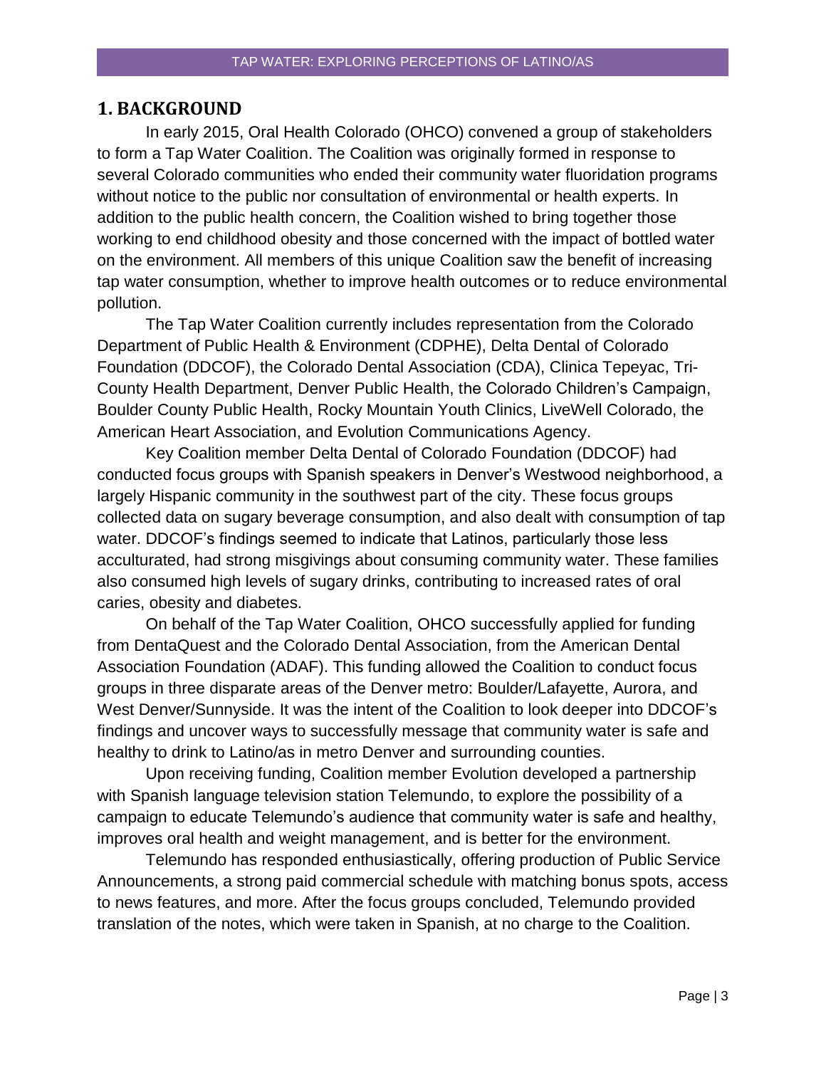## 1. BACKGROUND

In early 2015, Oral Health Colorado (OHCO) convened a group of stakeholders to form a Tap Water Coalition. The Coalition was originally formed in response to several Colorado communities who ended their community water fluoridation programs without notice to the public nor consultation of environmental or health experts. In addition to the public health concern, the Coalition wished to bring together those working to end childhood obesity and those concerned with the impact of bottled water on the environment. All members of this unique Coalition saw the benefit of increasing tap water consumption, whether to improve health outcomes or to reduce environmental pollution.

The Tap Water Coalition currently includes representation from the Colorado Department of Public Health & Environment (CDPHE), Delta Dental of Colorado Foundation (DDCOF), the Colorado Dental Association (CDA), Clinica Tepeyac, Tri-County Health Department, Denver Public Health, the Colorado Children's Campaign, Boulder County Public Health, Rocky Mountain Youth Clinics, LiveWell Colorado, the American Heart Association, and Evolution Communications Agency.

Key Coalition member Delta Dental of Colorado Foundation (DDCOF) had conducted focus groups with Spanish speakers in Denver's Westwood neighborhood, a largely Hispanic community in the southwest part of the city. These focus groups collected data on sugary beverage consumption, and also dealt with consumption of tap water. DDCOF's findings seemed to indicate that Latinos, particularly those less acculturated, had strong misgivings about consuming community water. These families also consumed high levels of sugary drinks, contributing to increased rates of oral caries, obesity and diabetes.

On behalf of the Tap Water Coalition, OHCO successfully applied for funding from DentaQuest and the Colorado Dental Association, from the American Dental Association Foundation (ADAF). This funding allowed the Coalition to conduct focus groups in three disparate areas of the Denver metro: Boulder/Lafayette, Aurora, and West Denver/Sunnyside. It was the intent of the Coalition to look deeper into DDCOF's findings and uncover ways to successfully message that community water is safe and healthy to drink to Latino/as in metro Denver and surrounding counties.

Upon receiving funding, Coalition member Evolution developed a partnership with Spanish language television station Telemundo, to explore the possibility of a campaign to educate Telemundo's audience that community water is safe and healthy, improves oral health and weight management, and is better for the environment.

Telemundo has responded enthusiastically, offering production of Public Service Announcements, a strong paid commercial schedule with matching bonus spots, access to news features, and more. After the focus groups concluded, Telemundo provided translation of the notes, which were taken in Spanish, at no charge to the Coalition.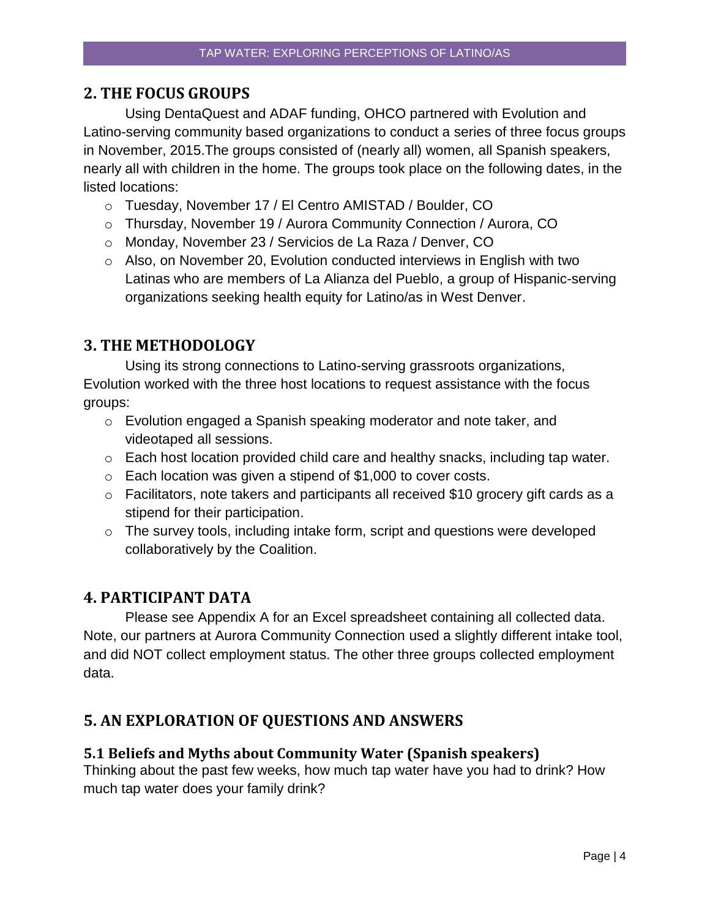## 2. THE FOCUS GROUPS

Using DentaQuest and ADAF funding, OHCO partnered with Evolution and Latino-serving community based organizations to conduct a series of three focus groups in November, 2015.The groups consisted of (nearly all) women, all Spanish speakers, nearly all with children in the home. The groups took place on the following dates, in the listed locations:

- Tuesday, November 17 / El Centro AMISTAD / Boulder, CO
- Thursday, November 19 / Aurora Community Connection / Aurora, CO
- Monday, November 23 / Servicios de La Raza / Denver, CO
- Also, on November 20, Evolution conducted interviews in English with two Latinas who are members of La Alianza del Pueblo, a group of Hispanic-serving organizations seeking health equity for Latino/as in West Denver.

## 3. THE METHODOLOGY

Using its strong connections to Latino-serving grassroots organizations, Evolution worked with the three host locations to request assistance with the focus groups:

- Evolution engaged a Spanish speaking moderator and note taker, and videotaped all sessions.
- Each host location provided child care and healthy snacks, including tap water.
- Each location was given a stipend of $1,000 to cover costs.
- Facilitators, note takers and participants all received $10 grocery gift cards as a stipend for their participation.
- The survey tools, including intake form, script and questions were developed collaboratively by the Coalition.

## 4. PARTICIPANT DATA

Please see Appendix A for an Excel spreadsheet containing all collected data. Note, our partners at Aurora Community Connection used a slightly different intake tool, and did NOT collect employment status. The other three groups collected employment data.

## 5. AN EXPLORATION OF QUESTIONS AND ANSWERS

### 5.1 Beliefs and Myths about Community Water (Spanish speakers)

Thinking about the past few weeks, how much tap water have you had to drink? How much tap water does your family drink?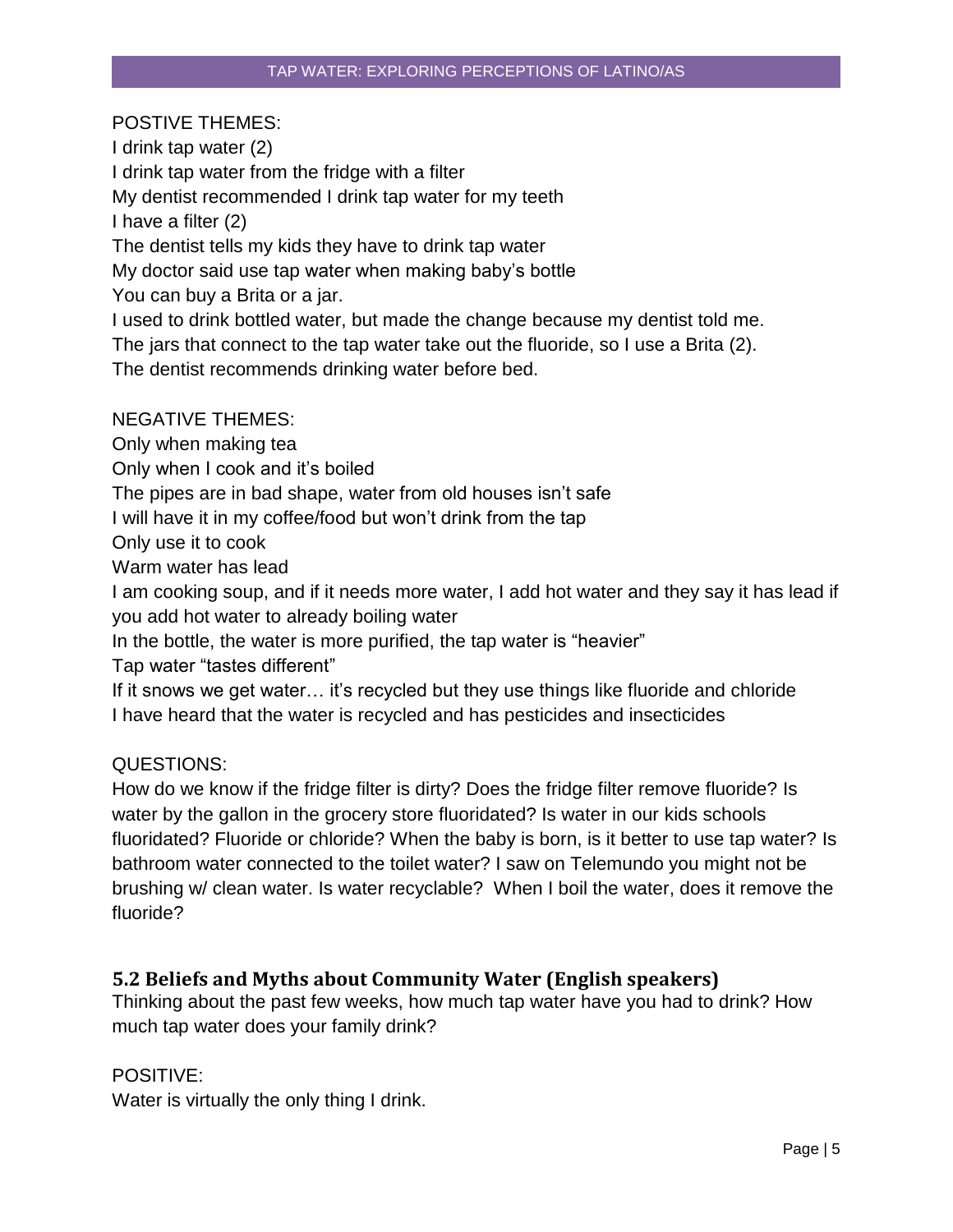POSTIVE THEMES:

I drink tap water (2)

I drink tap water from the fridge with a filter

My dentist recommended I drink tap water for my teeth

I have a filter (2)

The dentist tells my kids they have to drink tap water

My doctor said use tap water when making baby's bottle

You can buy a Brita or a jar.

I used to drink bottled water, but made the change because my dentist told me.

The jars that connect to the tap water take out the fluoride, so I use a Brita (2).

The dentist recommends drinking water before bed.

NEGATIVE THEMES:

Only when making tea

Only when I cook and it's boiled

The pipes are in bad shape, water from old houses isn't safe

I will have it in my coffee/food but won't drink from the tap

Only use it to cook

Warm water has lead

I am cooking soup, and if it needs more water, I add hot water and they say it has lead if you add hot water to already boiling water

In the bottle, the water is more purified, the tap water is "heavier"

Tap water "tastes different"

If it snows we get water… it's recycled but they use things like fluoride and chloride

I have heard that the water is recycled and has pesticides and insecticides

QUESTIONS:

How do we know if the fridge filter is dirty? Does the fridge filter remove fluoride? Is water by the gallon in the grocery store fluoridated? Is water in our kids schools fluoridated? Fluoride or chloride? When the baby is born, is it better to use tap water? Is bathroom water connected to the toilet water? I saw on Telemundo you might not be brushing w/ clean water. Is water recyclable? When I boil the water, does it remove the fluoride?

### 5.2 Beliefs and Myths about Community Water (English speakers)

Thinking about the past few weeks, how much tap water have you had to drink? How much tap water does your family drink?

POSITIVE:

Water is virtually the only thing I drink.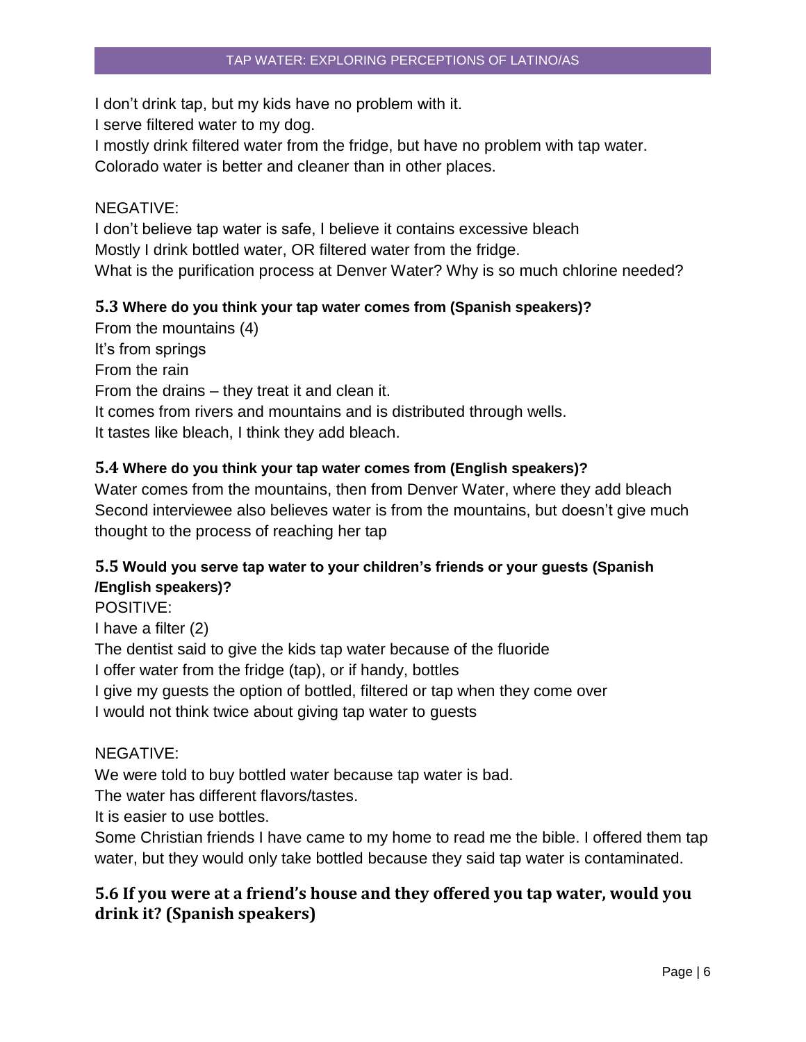I don't drink tap, but my kids have no problem with it.
I serve filtered water to my dog.
I mostly drink filtered water from the fridge, but have no problem with tap water.
Colorado water is better and cleaner than in other places.

NEGATIVE:
I don't believe tap water is safe, I believe it contains excessive bleach
Mostly I drink bottled water, OR filtered water from the fridge.
What is the purification process at Denver Water? Why is so much chlorine needed?

### 5.3 Where do you think your tap water comes from (Spanish speakers)?

From the mountains (4)
It's from springs
From the rain
From the drains – they treat it and clean it.
It comes from rivers and mountains and is distributed through wells.
It tastes like bleach, I think they add bleach.

### 5.4 Where do you think your tap water comes from (English speakers)?

Water comes from the mountains, then from Denver Water, where they add bleach
Second interviewee also believes water is from the mountains, but doesn't give much thought to the process of reaching her tap

### 5.5 Would you serve tap water to your children's friends or your guests (Spanish /English speakers)?

POSITIVE:
I have a filter (2)
The dentist said to give the kids tap water because of the fluoride
I offer water from the fridge (tap), or if handy, bottles
I give my guests the option of bottled, filtered or tap when they come over
I would not think twice about giving tap water to guests

NEGATIVE:
We were told to buy bottled water because tap water is bad.
The water has different flavors/tastes.
It is easier to use bottles.
Some Christian friends I have came to my home to read me the bible. I offered them tap water, but they would only take bottled because they said tap water is contaminated.

### 5.6 If you were at a friend's house and they offered you tap water, would you drink it? (Spanish speakers)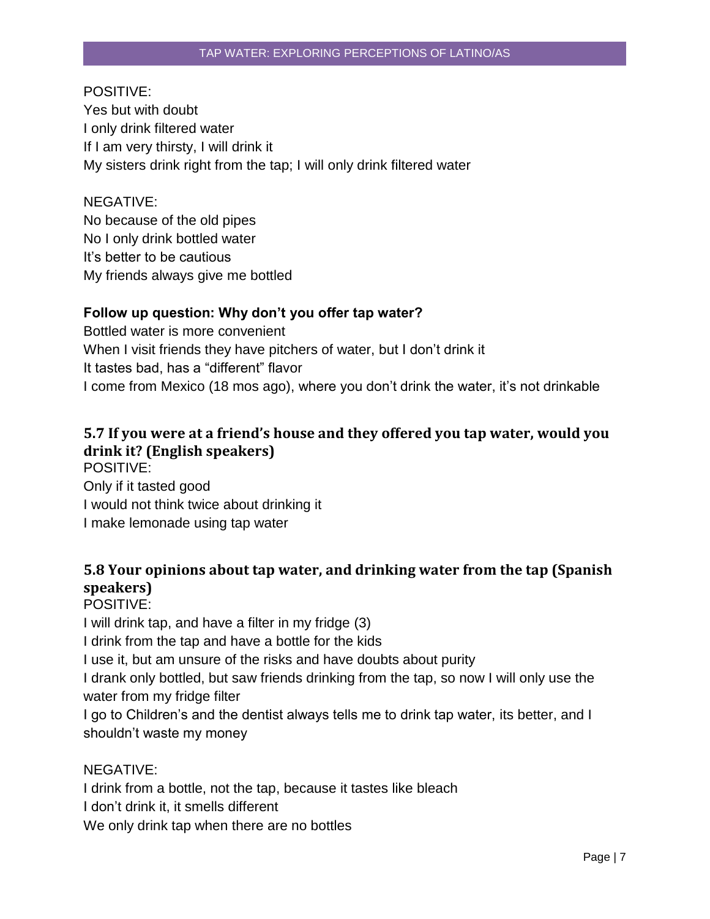POSITIVE:
Yes but with doubt
I only drink filtered water
If I am very thirsty, I will drink it
My sisters drink right from the tap; I will only drink filtered water

NEGATIVE:
No because of the old pipes
No I only drink bottled water
It's better to be cautious
My friends always give me bottled

**Follow up question: Why don't you offer tap water?**
Bottled water is more convenient
When I visit friends they have pitchers of water, but I don't drink it
It tastes bad, has a "different" flavor
I come from Mexico (18 mos ago), where you don't drink the water, it's not drinkable

### 5.7 If you were at a friend's house and they offered you tap water, would you drink it? (English speakers)

POSITIVE:
Only if it tasted good
I would not think twice about drinking it
I make lemonade using tap water

### 5.8 Your opinions about tap water, and drinking water from the tap (Spanish speakers)

POSITIVE:
I will drink tap, and have a filter in my fridge (3)
I drink from the tap and have a bottle for the kids
I use it, but am unsure of the risks and have doubts about purity
I drank only bottled, but saw friends drinking from the tap, so now I will only use the water from my fridge filter
I go to Children's and the dentist always tells me to drink tap water, its better, and I shouldn't waste my money

NEGATIVE:
I drink from a bottle, not the tap, because it tastes like bleach
I don't drink it, it smells different
We only drink tap when there are no bottles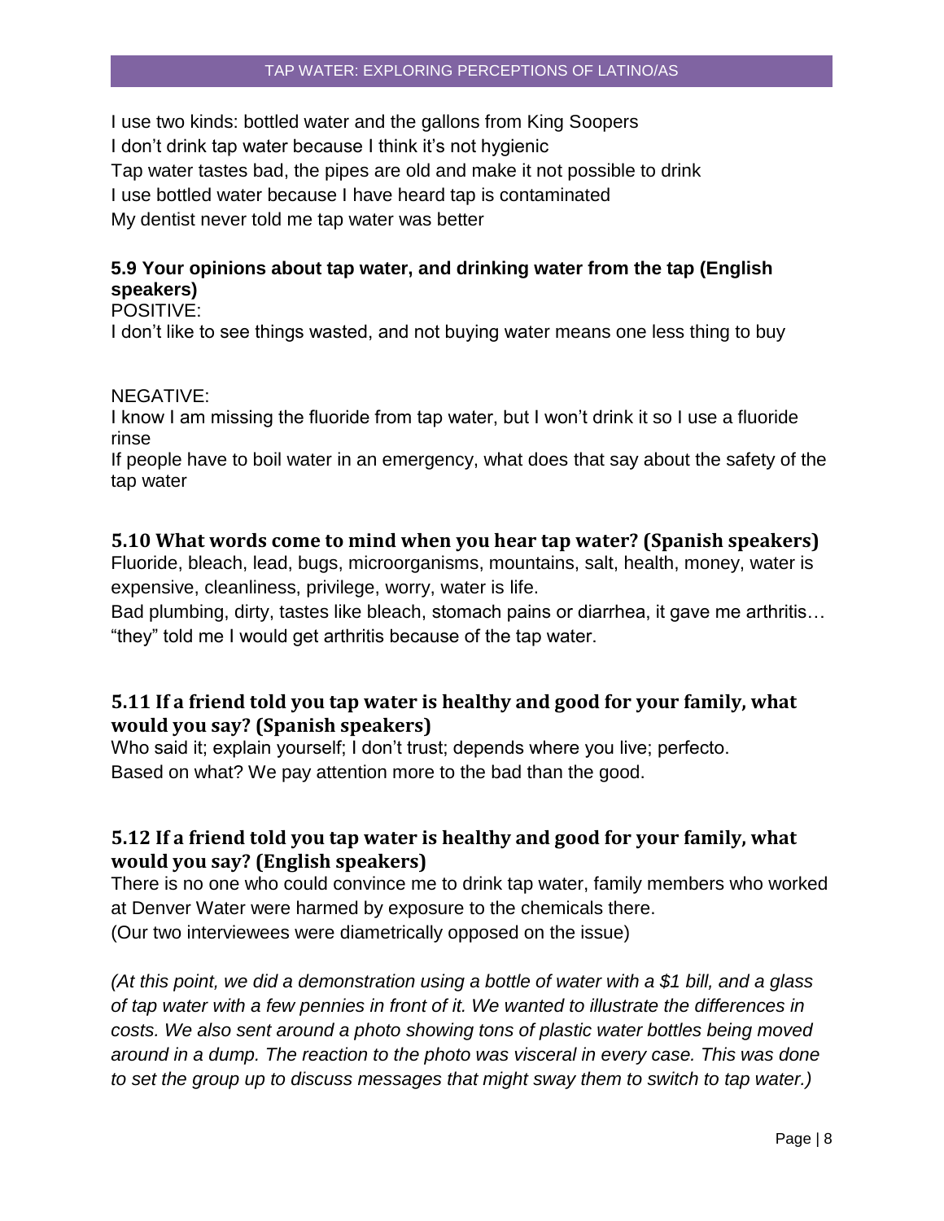I use two kinds: bottled water and the gallons from King Soopers
I don't drink tap water because I think it's not hygienic
Tap water tastes bad, the pipes are old and make it not possible to drink
I use bottled water because I have heard tap is contaminated
My dentist never told me tap water was better

### 5.9 Your opinions about tap water, and drinking water from the tap (English speakers)

POSITIVE:
I don't like to see things wasted, and not buying water means one less thing to buy

NEGATIVE:
I know I am missing the fluoride from tap water, but I won't drink it so I use a fluoride rinse
If people have to boil water in an emergency, what does that say about the safety of the tap water

### 5.10 What words come to mind when you hear tap water? (Spanish speakers)

Fluoride, bleach, lead, bugs, microorganisms, mountains, salt, health, money, water is expensive, cleanliness, privilege, worry, water is life.
Bad plumbing, dirty, tastes like bleach, stomach pains or diarrhea, it gave me arthritis… "they" told me I would get arthritis because of the tap water.

### 5.11 If a friend told you tap water is healthy and good for your family, what would you say? (Spanish speakers)

Who said it; explain yourself; I don't trust; depends where you live; perfecto.
Based on what? We pay attention more to the bad than the good.

### 5.12 If a friend told you tap water is healthy and good for your family, what would you say? (English speakers)

There is no one who could convince me to drink tap water, family members who worked at Denver Water were harmed by exposure to the chemicals there.
(Our two interviewees were diametrically opposed on the issue)

*(At this point, we did a demonstration using a bottle of water with a $1 bill, and a glass of tap water with a few pennies in front of it. We wanted to illustrate the differences in costs. We also sent around a photo showing tons of plastic water bottles being moved around in a dump. The reaction to the photo was visceral in every case. This was done to set the group up to discuss messages that might sway them to switch to tap water.)*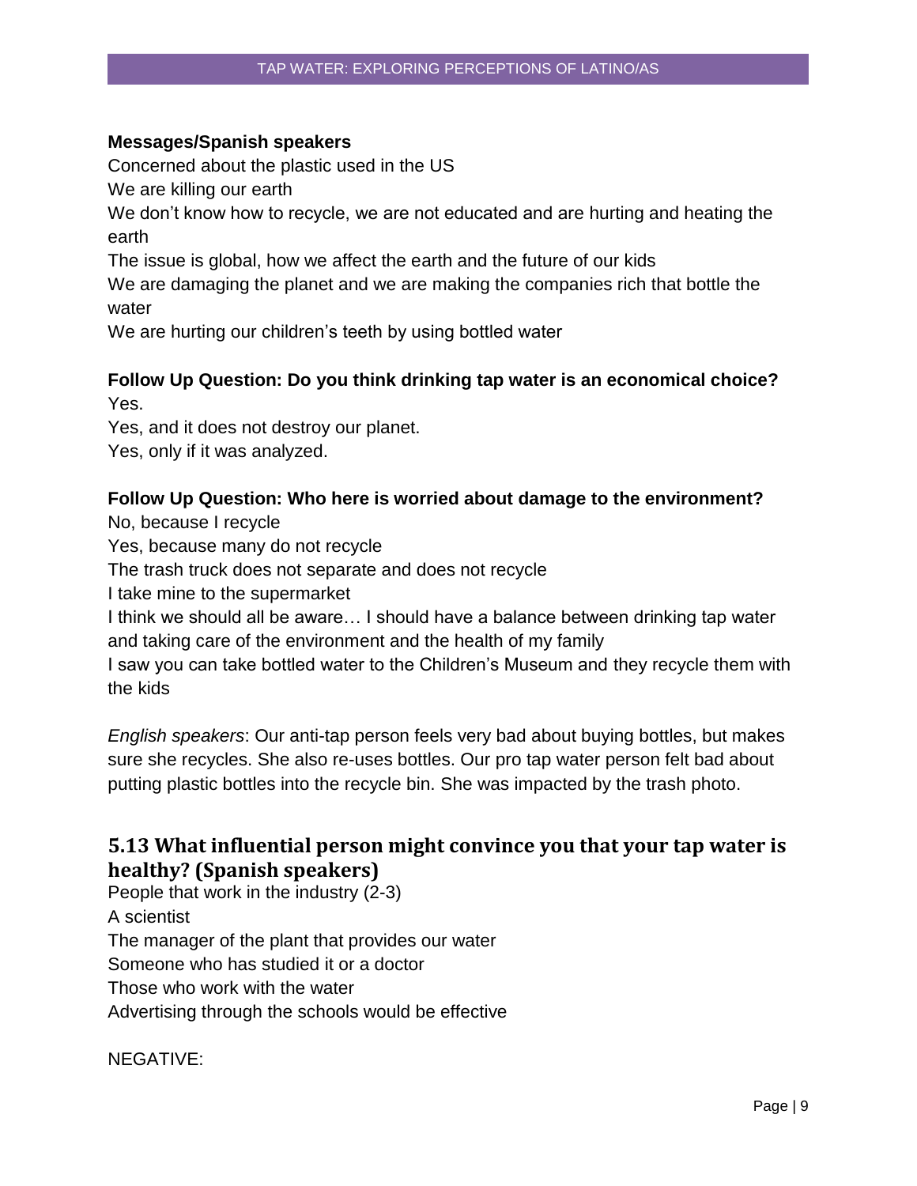**Messages/Spanish speakers**

Concerned about the plastic used in the US

We are killing our earth

We don't know how to recycle, we are not educated and are hurting and heating the earth

The issue is global, how we affect the earth and the future of our kids

We are damaging the planet and we are making the companies rich that bottle the water

We are hurting our children's teeth by using bottled water

**Follow Up Question: Do you think drinking tap water is an economical choice?**

Yes.

Yes, and it does not destroy our planet.

Yes, only if it was analyzed.

**Follow Up Question: Who here is worried about damage to the environment?**

No, because I recycle

Yes, because many do not recycle

The trash truck does not separate and does not recycle

I take mine to the supermarket

I think we should all be aware… I should have a balance between drinking tap water and taking care of the environment and the health of my family

I saw you can take bottled water to the Children's Museum and they recycle them with the kids

*English speakers*: Our anti-tap person feels very bad about buying bottles, but makes sure she recycles. She also re-uses bottles. Our pro tap water person felt bad about putting plastic bottles into the recycle bin. She was impacted by the trash photo.

## 5.13 What influential person might convince you that your tap water is healthy? (Spanish speakers)

People that work in the industry (2-3)

A scientist

The manager of the plant that provides our water

Someone who has studied it or a doctor

Those who work with the water

Advertising through the schools would be effective

NEGATIVE: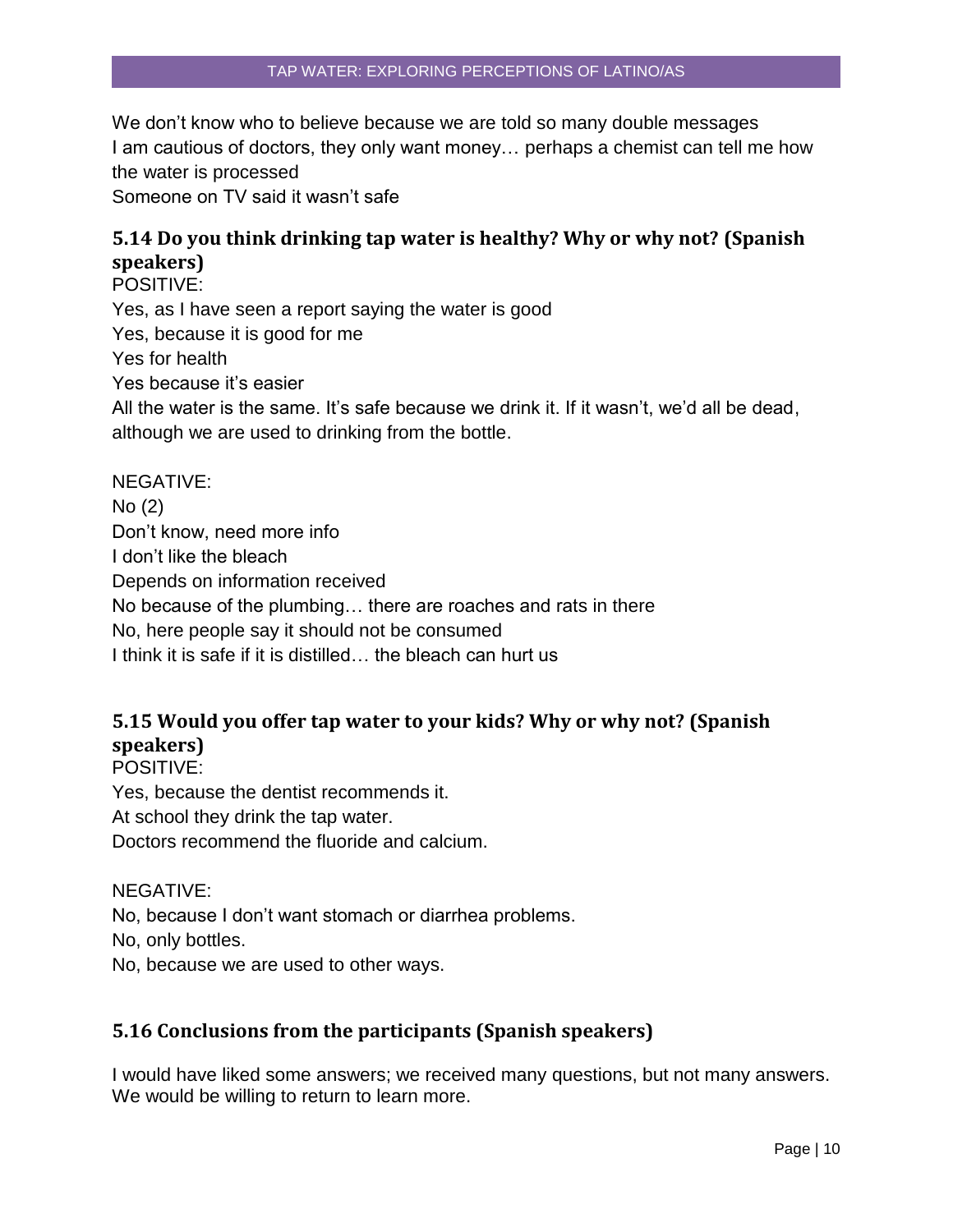We don't know who to believe because we are told so many double messages
I am cautious of doctors, they only want money… perhaps a chemist can tell me how the water is processed
Someone on TV said it wasn't safe

### 5.14 Do you think drinking tap water is healthy? Why or why not? (Spanish speakers)

POSITIVE:
Yes, as I have seen a report saying the water is good
Yes, because it is good for me
Yes for health
Yes because it's easier
All the water is the same. It's safe because we drink it. If it wasn't, we'd all be dead, although we are used to drinking from the bottle.

NEGATIVE:
No (2)
Don't know, need more info
I don't like the bleach
Depends on information received
No because of the plumbing… there are roaches and rats in there
No, here people say it should not be consumed
I think it is safe if it is distilled… the bleach can hurt us

### 5.15 Would you offer tap water to your kids? Why or why not? (Spanish speakers)

POSITIVE:
Yes, because the dentist recommends it.
At school they drink the tap water.
Doctors recommend the fluoride and calcium.

NEGATIVE:
No, because I don't want stomach or diarrhea problems.
No, only bottles.
No, because we are used to other ways.

### 5.16 Conclusions from the participants (Spanish speakers)

I would have liked some answers; we received many questions, but not many answers. We would be willing to return to learn more.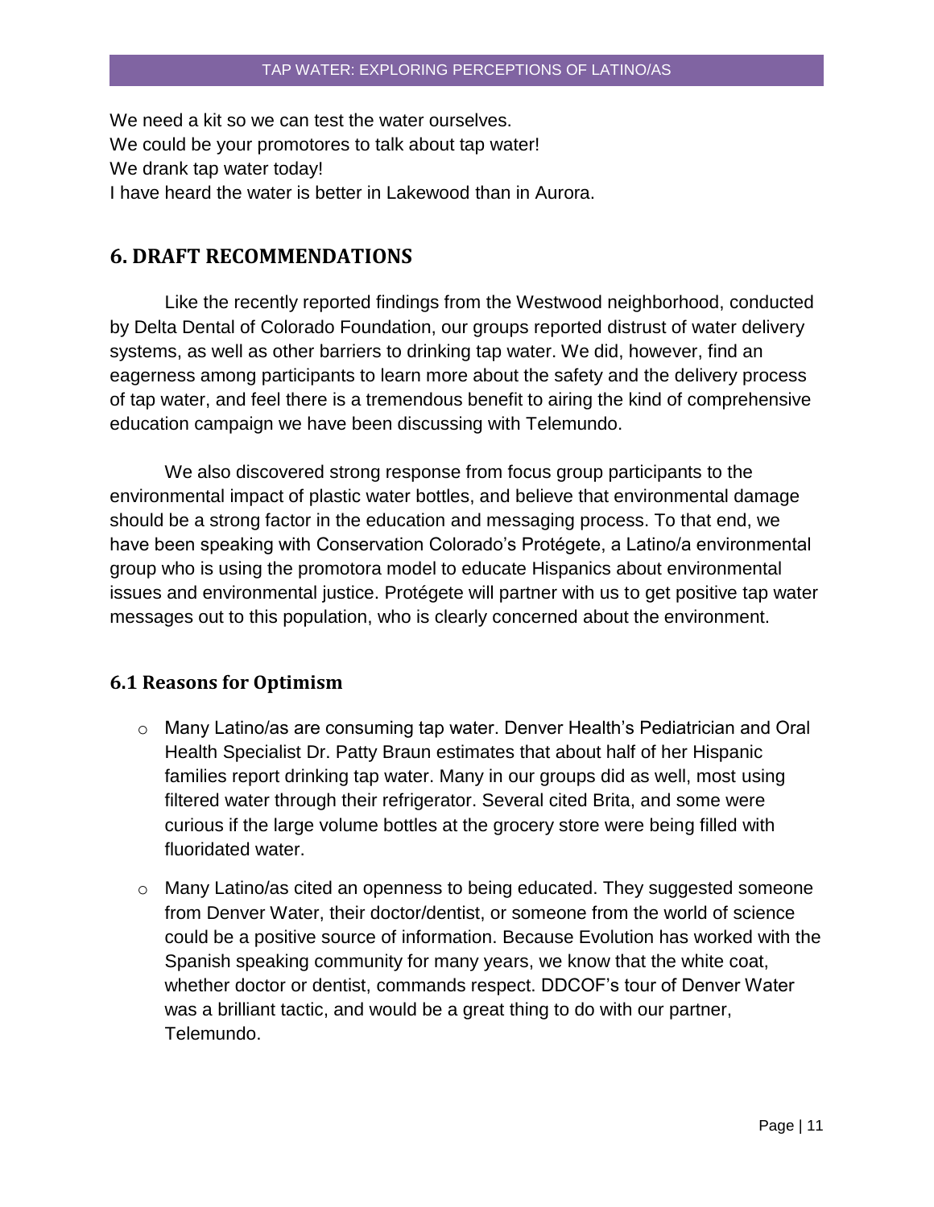We need a kit so we can test the water ourselves.
We could be your promotores to talk about tap water!
We drank tap water today!
I have heard the water is better in Lakewood than in Aurora.

## 6. DRAFT RECOMMENDATIONS

Like the recently reported findings from the Westwood neighborhood, conducted by Delta Dental of Colorado Foundation, our groups reported distrust of water delivery systems, as well as other barriers to drinking tap water. We did, however, find an eagerness among participants to learn more about the safety and the delivery process of tap water, and feel there is a tremendous benefit to airing the kind of comprehensive education campaign we have been discussing with Telemundo.

We also discovered strong response from focus group participants to the environmental impact of plastic water bottles, and believe that environmental damage should be a strong factor in the education and messaging process. To that end, we have been speaking with Conservation Colorado's Protégete, a Latino/a environmental group who is using the promotora model to educate Hispanics about environmental issues and environmental justice. Protégete will partner with us to get positive tap water messages out to this population, who is clearly concerned about the environment.

### 6.1 Reasons for Optimism

- Many Latino/as are consuming tap water. Denver Health's Pediatrician and Oral Health Specialist Dr. Patty Braun estimates that about half of her Hispanic families report drinking tap water. Many in our groups did as well, most using filtered water through their refrigerator. Several cited Brita, and some were curious if the large volume bottles at the grocery store were being filled with fluoridated water.
- Many Latino/as cited an openness to being educated. They suggested someone from Denver Water, their doctor/dentist, or someone from the world of science could be a positive source of information. Because Evolution has worked with the Spanish speaking community for many years, we know that the white coat, whether doctor or dentist, commands respect. DDCOF's tour of Denver Water was a brilliant tactic, and would be a great thing to do with our partner, Telemundo.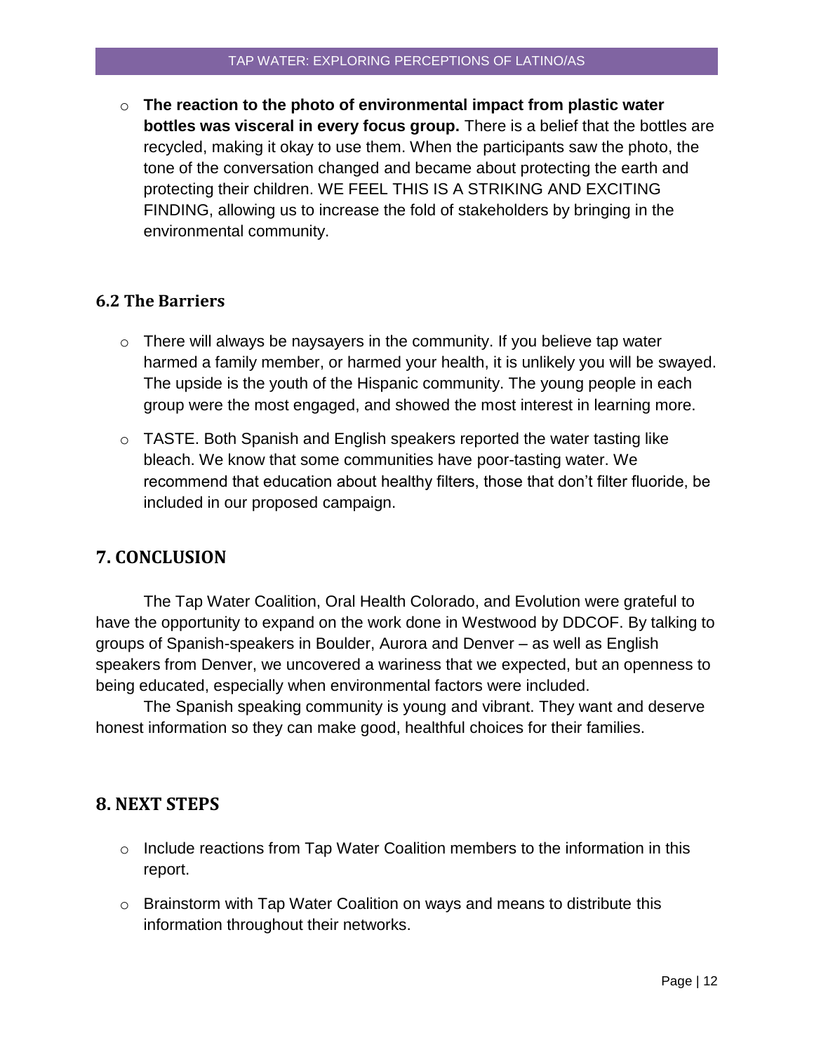- **The reaction to the photo of environmental impact from plastic water bottles was visceral in every focus group.** There is a belief that the bottles are recycled, making it okay to use them. When the participants saw the photo, the tone of the conversation changed and became about protecting the earth and protecting their children. WE FEEL THIS IS A STRIKING AND EXCITING FINDING, allowing us to increase the fold of stakeholders by bringing in the environmental community.

### 6.2 The Barriers

- There will always be naysayers in the community. If you believe tap water harmed a family member, or harmed your health, it is unlikely you will be swayed. The upside is the youth of the Hispanic community. The young people in each group were the most engaged, and showed the most interest in learning more.
- TASTE. Both Spanish and English speakers reported the water tasting like bleach. We know that some communities have poor-tasting water. We recommend that education about healthy filters, those that don't filter fluoride, be included in our proposed campaign.

## 7. CONCLUSION

The Tap Water Coalition, Oral Health Colorado, and Evolution were grateful to have the opportunity to expand on the work done in Westwood by DDCOF. By talking to groups of Spanish-speakers in Boulder, Aurora and Denver – as well as English speakers from Denver, we uncovered a wariness that we expected, but an openness to being educated, especially when environmental factors were included.

The Spanish speaking community is young and vibrant. They want and deserve honest information so they can make good, healthful choices for their families.

## 8. NEXT STEPS

- Include reactions from Tap Water Coalition members to the information in this report.
- Brainstorm with Tap Water Coalition on ways and means to distribute this information throughout their networks.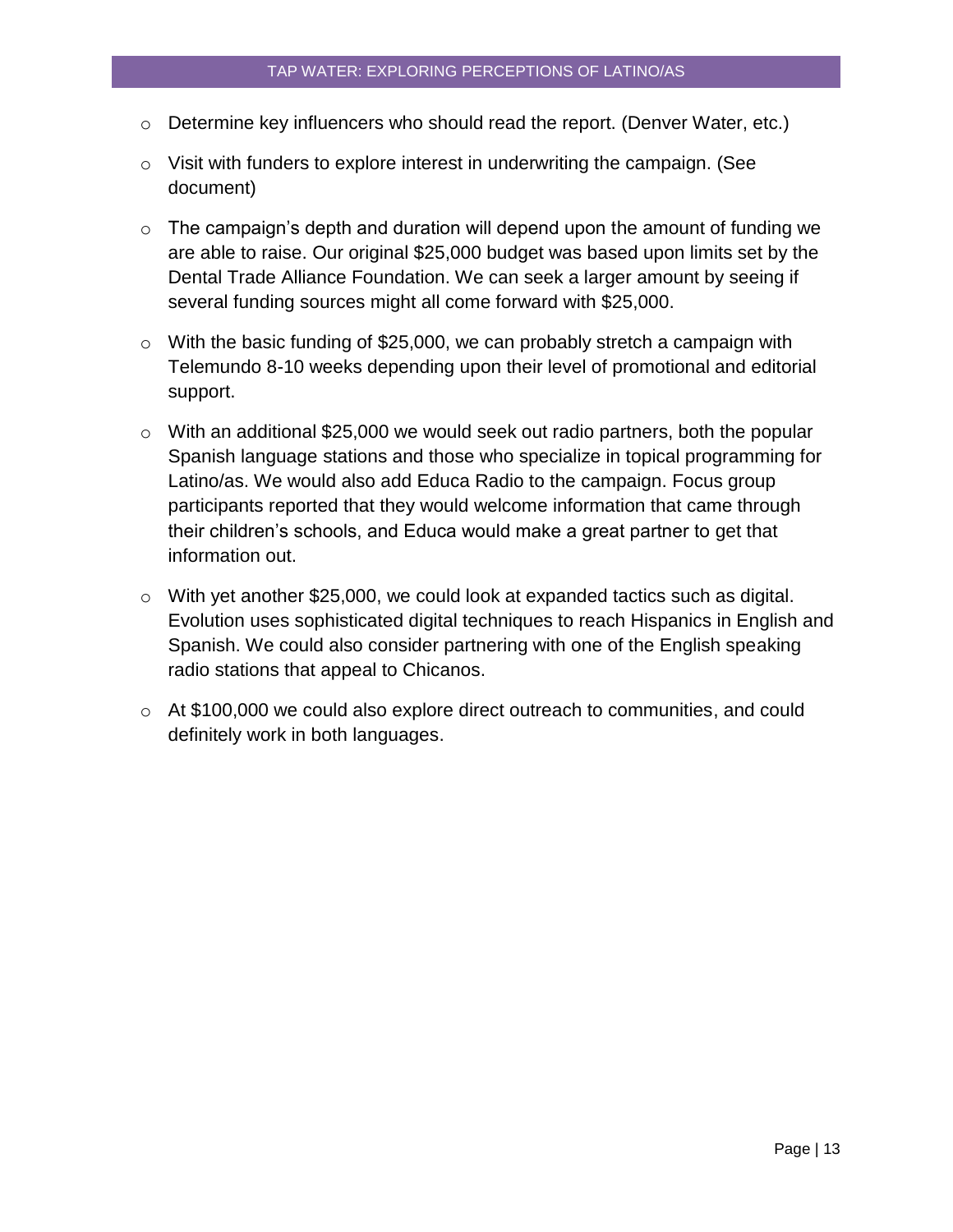- Determine key influencers who should read the report. (Denver Water, etc.)
- Visit with funders to explore interest in underwriting the campaign. (See document)
- The campaign's depth and duration will depend upon the amount of funding we are able to raise. Our original $25,000 budget was based upon limits set by the Dental Trade Alliance Foundation. We can seek a larger amount by seeing if several funding sources might all come forward with $25,000.
- With the basic funding of $25,000, we can probably stretch a campaign with Telemundo 8-10 weeks depending upon their level of promotional and editorial support.
- With an additional $25,000 we would seek out radio partners, both the popular Spanish language stations and those who specialize in topical programming for Latino/as. We would also add Educa Radio to the campaign. Focus group participants reported that they would welcome information that came through their children's schools, and Educa would make a great partner to get that information out.
- With yet another $25,000, we could look at expanded tactics such as digital. Evolution uses sophisticated digital techniques to reach Hispanics in English and Spanish. We could also consider partnering with one of the English speaking radio stations that appeal to Chicanos.
- At $100,000 we could also explore direct outreach to communities, and could definitely work in both languages.